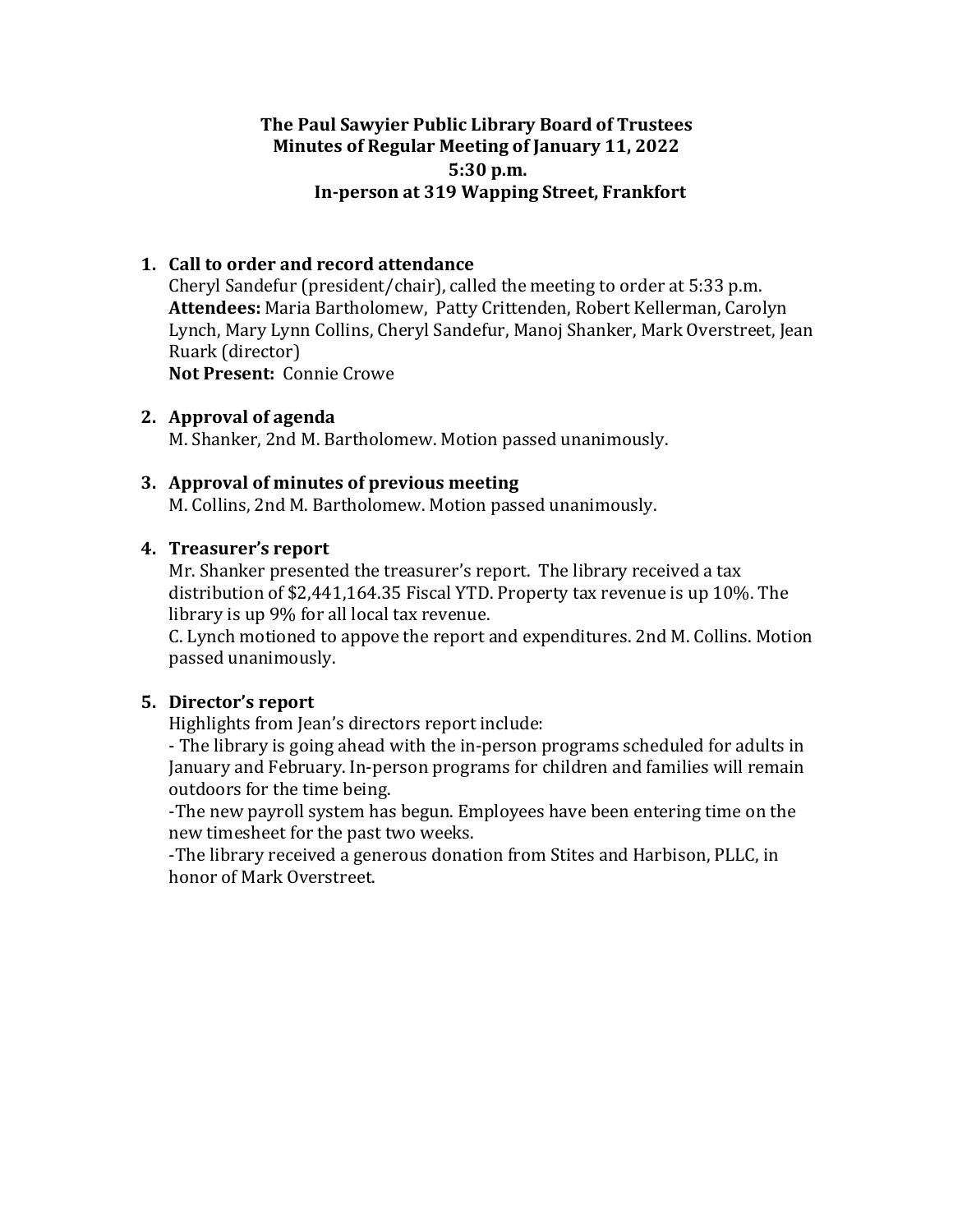# The Paul Sawyier Public Library Board of Trustees
## Minutes of Regular Meeting of January 11, 2022
### 5:30 p.m.
### In-person at 319 Wapping Street, Frankfort

1. **Call to order and record attendance**
   Cheryl Sandefur (president/chair), called the meeting to order at 5:33 p.m.
   **Attendees:** Maria Bartholomew, Patty Crittenden, Robert Kellerman, Carolyn Lynch, Mary Lynn Collins, Cheryl Sandefur, Manoj Shanker, Mark Overstreet, Jean Ruark (director)
   **Not Present:** Connie Crowe

2. **Approval of agenda**
   M. Shanker, 2nd M. Bartholomew. Motion passed unanimously.

3. **Approval of minutes of previous meeting**
   M. Collins, 2nd M. Bartholomew. Motion passed unanimously.

4. **Treasurer's report**
   Mr. Shanker presented the treasurer's report. The library received a tax distribution of $2,441,164.35 Fiscal YTD. Property tax revenue is up 10%. The library is up 9% for all local tax revenue.
   C. Lynch motioned to appove the report and expenditures. 2nd M. Collins. Motion passed unanimously.

5. **Director's report**
   Highlights from Jean's directors report include:
   - The library is going ahead with the in-person programs scheduled for adults in January and February. In-person programs for children and families will remain outdoors for the time being.
   -The new payroll system has begun. Employees have been entering time on the new timesheet for the past two weeks.
   -The library received a generous donation from Stites and Harbison, PLLC, in honor of Mark Overstreet.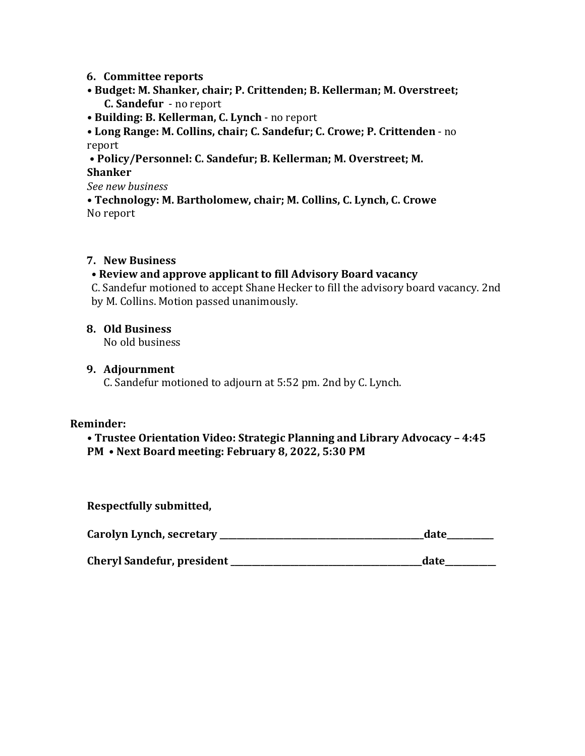6. **Committee reports**

- **Budget: M. Shanker, chair; P. Crittenden; B. Kellerman; M. Overstreet; C. Sandefur** - no report
- **Building: B. Kellerman, C. Lynch** - no report
- **Long Range: M. Collins, chair; C. Sandefur; C. Crowe; P. Crittenden** - no report
- **Policy/Personnel: C. Sandefur; B. Kellerman; M. Overstreet; M. Shanker**
  *See new business*
- **Technology: M. Bartholomew, chair; M. Collins, C. Lynch, C. Crowe**
  No report

7. **New Business**

- **Review and approve applicant to fill Advisory Board vacancy**
  C. Sandefur motioned to accept Shane Hecker to fill the advisory board vacancy. 2nd by M. Collins. Motion passed unanimously.

8. **Old Business**
   No old business

9. **Adjournment**
   C. Sandefur motioned to adjourn at 5:52 pm. 2nd by C. Lynch.

**Reminder:**

- **Trustee Orientation Video: Strategic Planning and Library Advocacy – 4:45 PM**
- **Next Board meeting: February 8, 2022, 5:30 PM**

**Respectfully submitted,**

**Carolyn Lynch, secretary \_\_\_\_\_\_\_\_\_\_\_\_\_\_\_\_\_\_\_\_\_\_\_\_\_\_\_\_\_\_\_\_\_\_\_\_\_\_\_\_date\_\_\_\_\_\_\_\_\_\_**

**Cheryl Sandefur, president \_\_\_\_\_\_\_\_\_\_\_\_\_\_\_\_\_\_\_\_\_\_\_\_\_\_\_\_\_\_\_\_\_\_\_\_\_\_date\_\_\_\_\_\_\_\_\_\_\_**